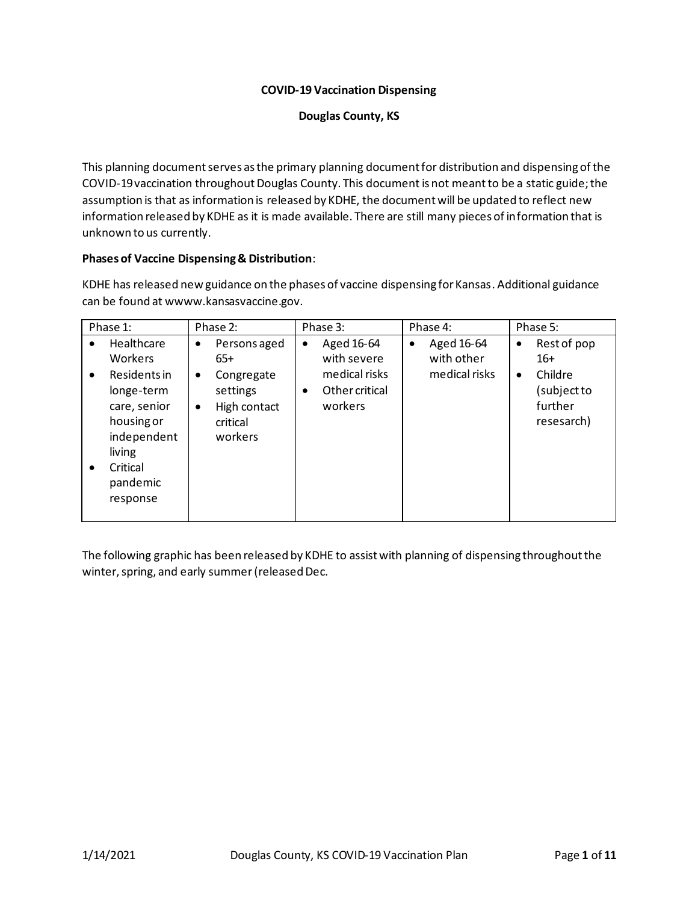**COVID-19 Vaccination Dispensing**

**Douglas County, KS**

This planning document serves as the primary planning document for distribution and dispensing of the COVID-19 vaccination throughout Douglas County. This document is not meant to be a static guide; the assumption is that as information is released by KDHE, the document will be updated to reflect new information released by KDHE as it is made available. There are still many pieces of information that is unknown to us currently.

**Phases of Vaccine Dispensing & Distribution**:

KDHE has released new guidance on the phases of vaccine dispensing for Kansas. Additional guidance can be found at wwww.kansasvaccine.gov.

| Phase 1: | Phase 2: | Phase 3: | Phase 4: | Phase 5: |
|---|---|---|---|---|
| • Healthcare Workers<br>• Residents in longe-term care, senior housing or independent living<br>• Critical pandemic response | • Persons aged 65+<br>• Congregate settings<br>• High contact critical workers | • Aged 16-64 with severe medical risks<br>• Other critical workers | • Aged 16-64 with other medical risks | • Rest of pop 16+<br>• Childre (subject to further resesarch) |

The following graphic has been released by KDHE to assist with planning of dispensing throughout the winter, spring, and early summer (released Dec.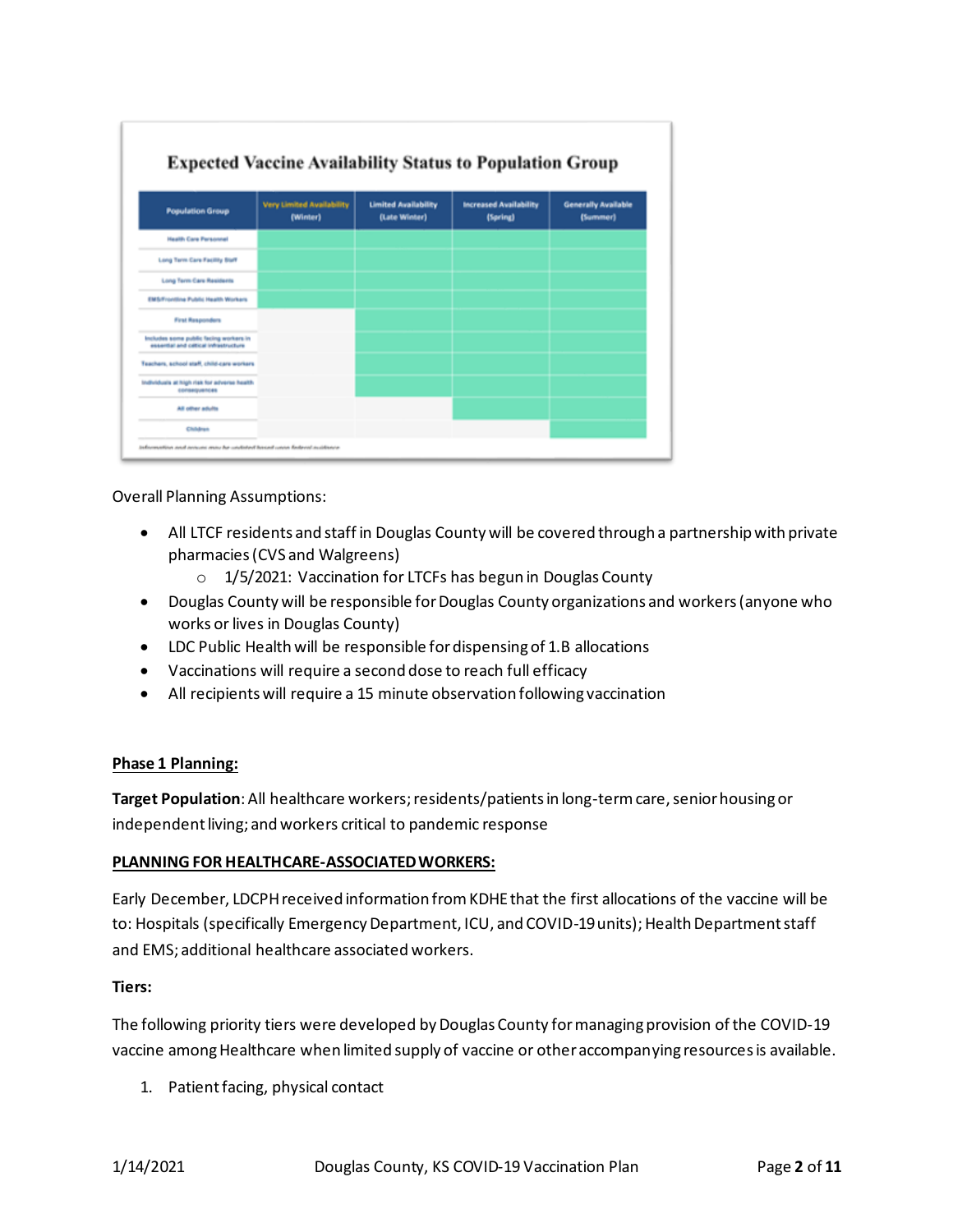**Expected Vaccine Availability Status to Population Group**

| Population Group | Very Limited Availability (Winter) | Limited Availability (Late Winter) | Increased Availability (Spring) | Generally Available (Summer) |
|---|---|---|---|---|
| Health Care Personnel | ✓ | ✓ | ✓ | ✓ |
| Long Term Care Facility Staff | ✓ | ✓ | ✓ | ✓ |
| Long Term Care Residents | ✓ | ✓ | ✓ | ✓ |
| EMS/Frontline Public Health Workers | ✓ | ✓ | ✓ | ✓ |
| First Responders | | ✓ | ✓ | ✓ |
| Includes some public facing workers in essential and critical infrastructure | | ✓ | ✓ | ✓ |
| Teachers, school staff, child-care workers | | ✓ | ✓ | ✓ |
| Individuals at high risk for adverse health consequences | | ✓ | ✓ | ✓ |
| All other adults | | | ✓ | ✓ |
| Children | | | | ✓ |

*Information and groups may be updated based upon federal guidance*

Overall Planning Assumptions:

- All LTCF residents and staff in Douglas County will be covered through a partnership with private pharmacies (CVS and Walgreens)
  - 1/5/2021: Vaccination for LTCFs has begun in Douglas County
- Douglas County will be responsible for Douglas County organizations and workers (anyone who works or lives in Douglas County)
- LDC Public Health will be responsible for dispensing of 1.B allocations
- Vaccinations will require a second dose to reach full efficacy
- All recipients will require a 15 minute observation following vaccination

## Phase 1 Planning:

**Target Population**: All healthcare workers; residents/patients in long-term care, senior housing or independent living; and workers critical to pandemic response

### PLANNING FOR HEALTHCARE-ASSOCIATED WORKERS:

Early December, LDCPH received information from KDHE that the first allocations of the vaccine will be to: Hospitals (specifically Emergency Department, ICU, and COVID-19 units); Health Department staff and EMS; additional healthcare associated workers.

**Tiers:**

The following priority tiers were developed by Douglas County for managing provision of the COVID-19 vaccine among Healthcare when limited supply of vaccine or other accompanying resources is available.

1. Patient facing, physical contact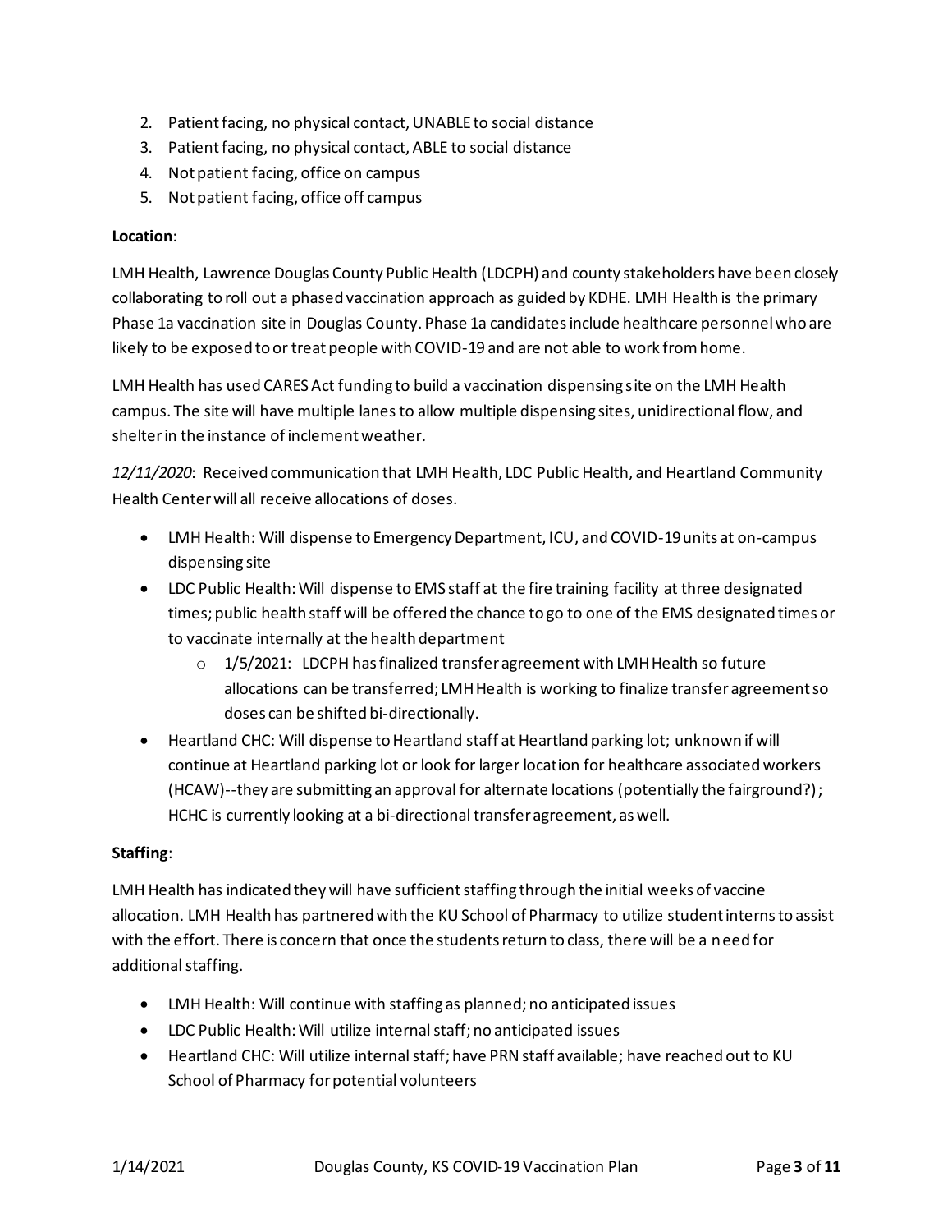2. Patient facing, no physical contact, UNABLE to social distance
3. Patient facing, no physical contact, ABLE to social distance
4. Not patient facing, office on campus
5. Not patient facing, office off campus

**Location**:

LMH Health, Lawrence Douglas County Public Health (LDCPH) and county stakeholders have been closely collaborating to roll out a phased vaccination approach as guided by KDHE. LMH Health is the primary Phase 1a vaccination site in Douglas County. Phase 1a candidates include healthcare personnel who are likely to be exposed to or treat people with COVID-19 and are not able to work from home.

LMH Health has used CARES Act funding to build a vaccination dispensing site on the LMH Health campus. The site will have multiple lanes to allow multiple dispensing sites, unidirectional flow, and shelter in the instance of inclement weather.

*12/11/2020*: Received communication that LMH Health, LDC Public Health, and Heartland Community Health Center will all receive allocations of doses.

- LMH Health: Will dispense to Emergency Department, ICU, and COVID-19 units at on-campus dispensing site
- LDC Public Health: Will dispense to EMS staff at the fire training facility at three designated times; public health staff will be offered the chance to go to one of the EMS designated times or to vaccinate internally at the health department
  - 1/5/2021: LDCPH has finalized transfer agreement with LMH Health so future allocations can be transferred; LMH Health is working to finalize transfer agreement so doses can be shifted bi-directionally.
- Heartland CHC: Will dispense to Heartland staff at Heartland parking lot; unknown if will continue at Heartland parking lot or look for larger location for healthcare associated workers (HCAW)--they are submitting an approval for alternate locations (potentially the fairground?); HCHC is currently looking at a bi-directional transfer agreement, as well.

**Staffing**:

LMH Health has indicated they will have sufficient staffing through the initial weeks of vaccine allocation. LMH Health has partnered with the KU School of Pharmacy to utilize student interns to assist with the effort. There is concern that once the students return to class, there will be a need for additional staffing.

- LMH Health: Will continue with staffing as planned; no anticipated issues
- LDC Public Health: Will utilize internal staff; no anticipated issues
- Heartland CHC: Will utilize internal staff; have PRN staff available; have reached out to KU School of Pharmacy for potential volunteers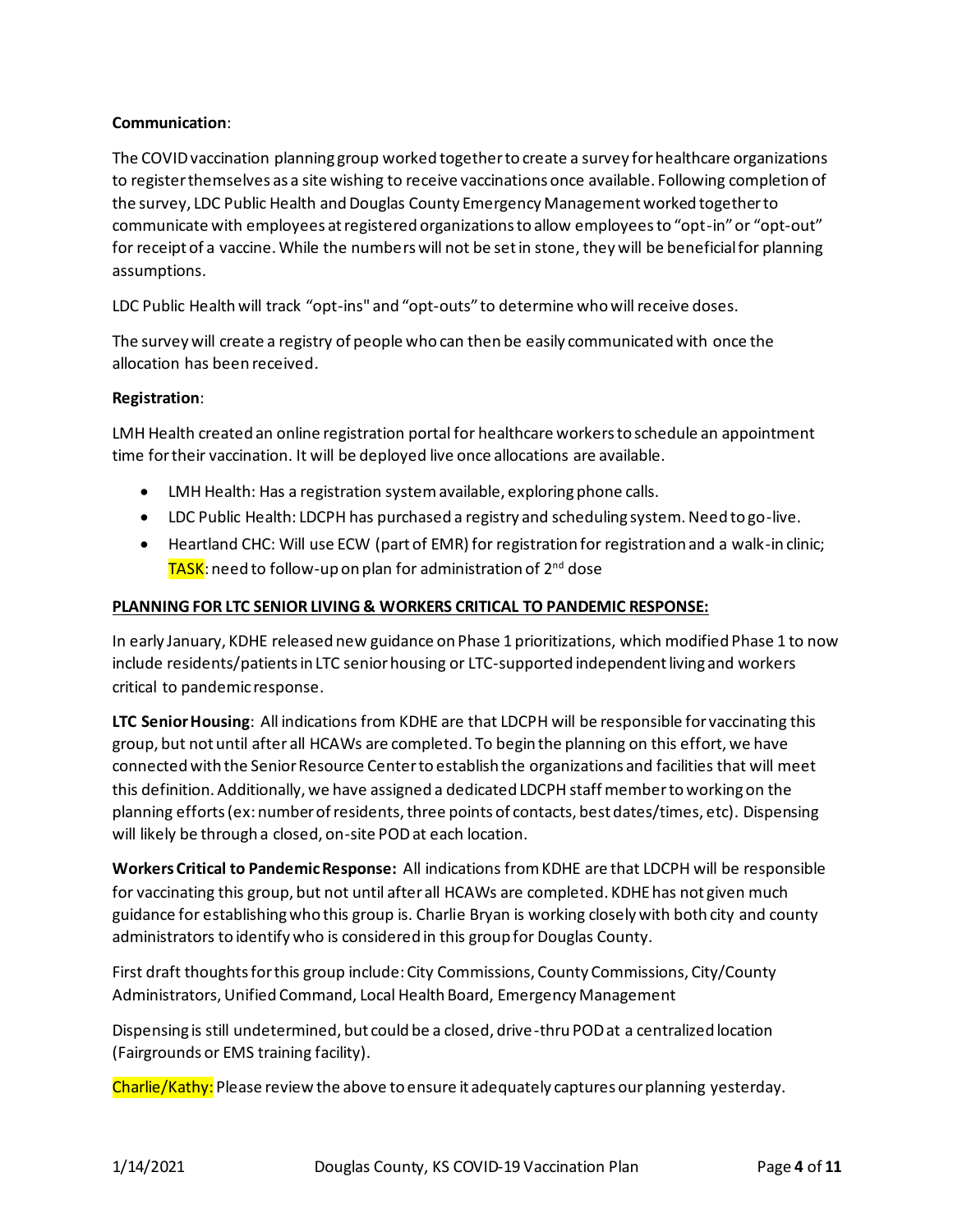**Communication**:

The COVID vaccination planning group worked together to create a survey for healthcare organizations to register themselves as a site wishing to receive vaccinations once available. Following completion of the survey, LDC Public Health and Douglas County Emergency Management worked together to communicate with employees at registered organizations to allow employees to "opt-in" or "opt-out" for receipt of a vaccine. While the numbers will not be set in stone, they will be beneficial for planning assumptions.

LDC Public Health will track "opt-ins" and "opt-outs" to determine who will receive doses.

The survey will create a registry of people who can then be easily communicated with once the allocation has been received.

**Registration**:

LMH Health created an online registration portal for healthcare workers to schedule an appointment time for their vaccination. It will be deployed live once allocations are available.

- LMH Health: Has a registration system available, exploring phone calls.
- LDC Public Health: LDCPH has purchased a registry and scheduling system. Need to go-live.
- Heartland CHC: Will use ECW (part of EMR) for registration for registration and a walk-in clinic; TASK: need to follow-up on plan for administration of 2nd dose

**PLANNING FOR LTC SENIOR LIVING & WORKERS CRITICAL TO PANDEMIC RESPONSE:**

In early January, KDHE released new guidance on Phase 1 prioritizations, which modified Phase 1 to now include residents/patients in LTC senior housing or LTC-supported independent living and workers critical to pandemic response.

**LTC Senior Housing**: All indications from KDHE are that LDCPH will be responsible for vaccinating this group, but not until after all HCAWs are completed. To begin the planning on this effort, we have connected with the Senior Resource Center to establish the organizations and facilities that will meet this definition. Additionally, we have assigned a dedicated LDCPH staff member to working on the planning efforts (ex: number of residents, three points of contacts, best dates/times, etc). Dispensing will likely be through a closed, on-site POD at each location.

**Workers Critical to Pandemic Response:** All indications from KDHE are that LDCPH will be responsible for vaccinating this group, but not until after all HCAWs are completed. KDHE has not given much guidance for establishing who this group is. Charlie Bryan is working closely with both city and county administrators to identify who is considered in this group for Douglas County.

First draft thoughts for this group include: City Commissions, County Commissions, City/County Administrators, Unified Command, Local Health Board, Emergency Management

Dispensing is still undetermined, but could be a closed, drive-thru POD at a centralized location (Fairgrounds or EMS training facility).

Charlie/Kathy: Please review the above to ensure it adequately captures our planning yesterday.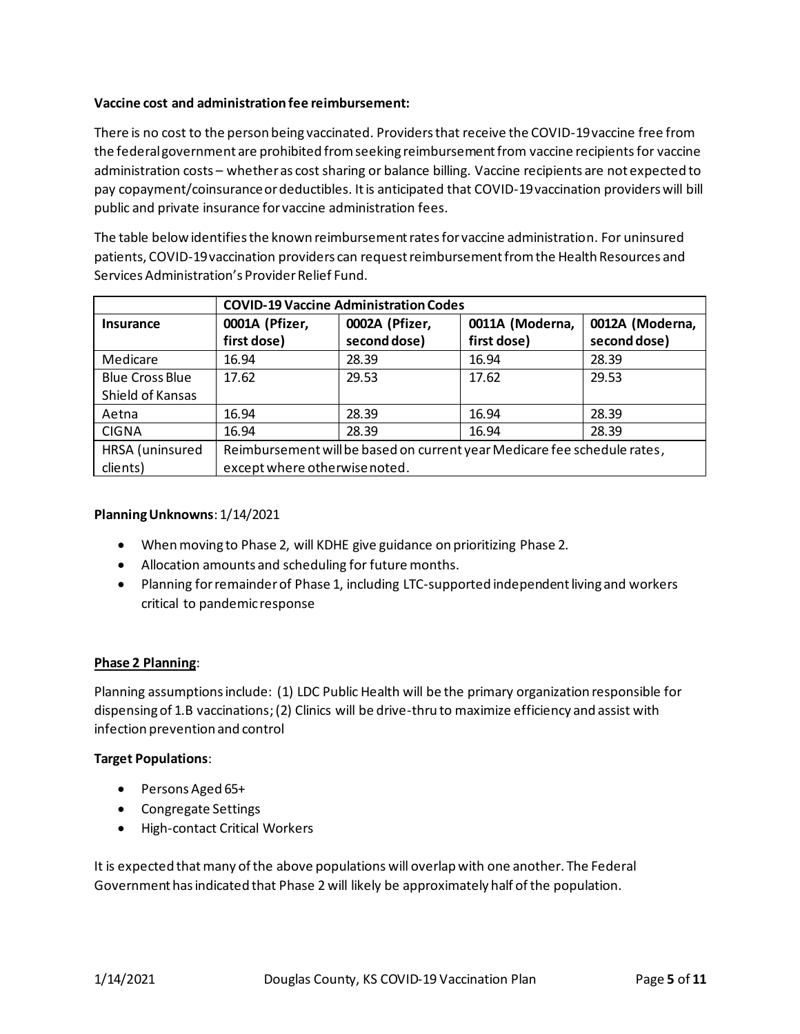**Vaccine cost and administration fee reimbursement:**

There is no cost to the person being vaccinated. Providers that receive the COVID-19 vaccine free from the federal government are prohibited from seeking reimbursement from vaccine recipients for vaccine administration costs – whether as cost sharing or balance billing. Vaccine recipients are not expected to pay copayment/coinsurance or deductibles. It is anticipated that COVID-19 vaccination providers will bill public and private insurance for vaccine administration fees.

The table below identifies the known reimbursement rates for vaccine administration. For uninsured patients, COVID-19 vaccination providers can request reimbursement from the Health Resources and Services Administration's Provider Relief Fund.

| | **COVID-19 Vaccine Administration Codes** | | | |
|---|---|---|---|---|
| **Insurance** | **0001A (Pfizer, first dose)** | **0002A (Pfizer, second dose)** | **0011A (Moderna, first dose)** | **0012A (Moderna, second dose)** |
| Medicare | 16.94 | 28.39 | 16.94 | 28.39 |
| Blue Cross Blue Shield of Kansas | 17.62 | 29.53 | 17.62 | 29.53 |
| Aetna | 16.94 | 28.39 | 16.94 | 28.39 |
| CIGNA | 16.94 | 28.39 | 16.94 | 28.39 |
| HRSA (uninsured clients) | Reimbursement will be based on current year Medicare fee schedule rates, except where otherwise noted. | | | |

**Planning Unknowns**: 1/14/2021

- When moving to Phase 2, will KDHE give guidance on prioritizing Phase 2.
- Allocation amounts and scheduling for future months.
- Planning for remainder of Phase 1, including LTC-supported independent living and workers critical to pandemic response

**Phase 2 Planning**:

Planning assumptions include: (1) LDC Public Health will be the primary organization responsible for dispensing of 1.B vaccinations; (2) Clinics will be drive-thru to maximize efficiency and assist with infection prevention and control

**Target Populations**:

- Persons Aged 65+
- Congregate Settings
- High-contact Critical Workers

It is expected that many of the above populations will overlap with one another. The Federal Government has indicated that Phase 2 will likely be approximately half of the population.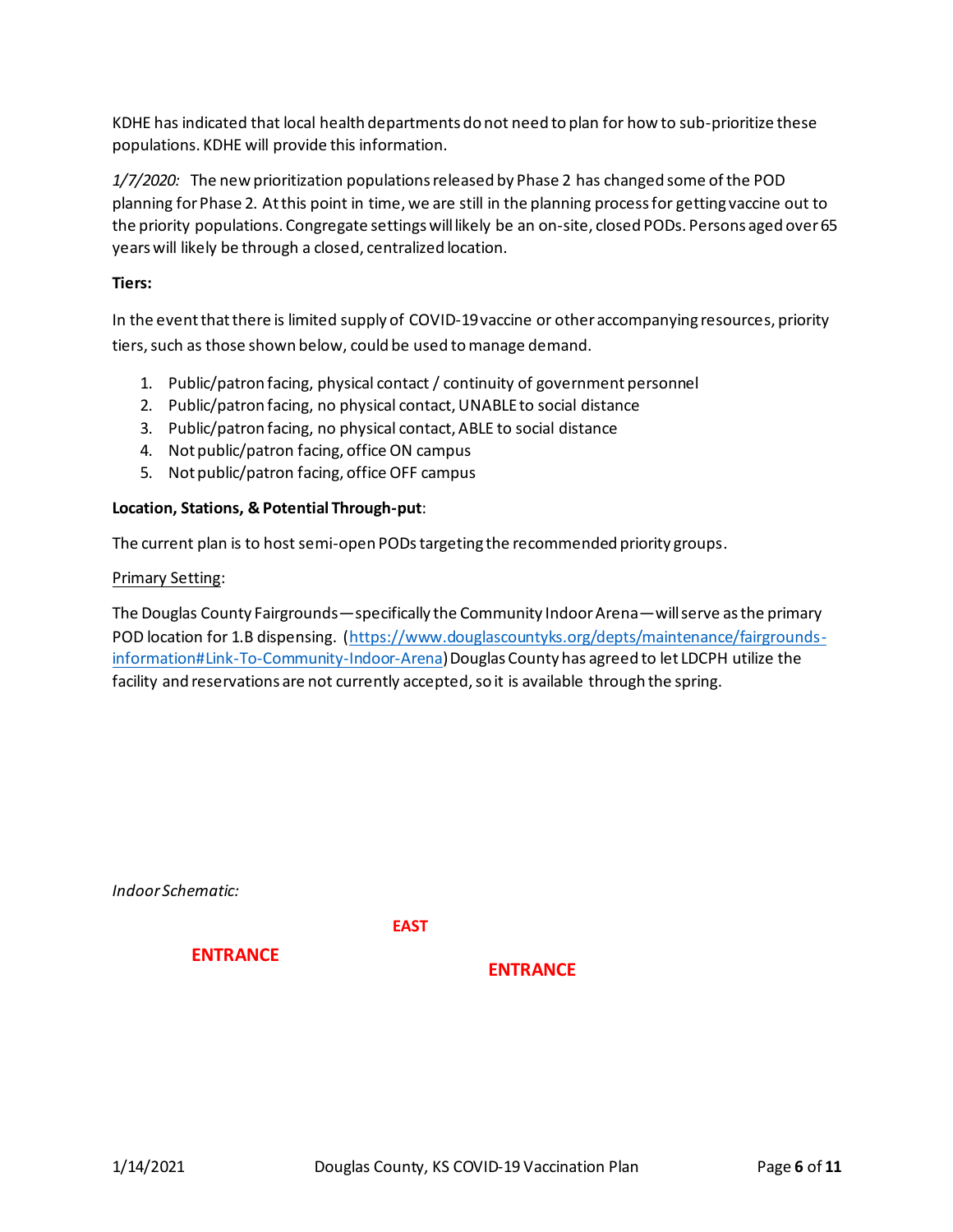KDHE has indicated that local health departments do not need to plan for how to sub-prioritize these populations. KDHE will provide this information.

*1/7/2020:* The new prioritization populations released by Phase 2 has changed some of the POD planning for Phase 2. At this point in time, we are still in the planning process for getting vaccine out to the priority populations. Congregate settings will likely be an on-site, closed PODs. Persons aged over 65 years will likely be through a closed, centralized location.

**Tiers:**

In the event that there is limited supply of COVID-19 vaccine or other accompanying resources, priority tiers, such as those shown below, could be used to manage demand.

1. Public/patron facing, physical contact / continuity of government personnel
2. Public/patron facing, no physical contact, UNABLE to social distance
3. Public/patron facing, no physical contact, ABLE to social distance
4. Not public/patron facing, office ON campus
5. Not public/patron facing, office OFF campus

**Location, Stations, & Potential Through-put**:

The current plan is to host semi-open PODs targeting the recommended priority groups.

Primary Setting:

The Douglas County Fairgrounds—specifically the Community Indoor Arena—will serve as the primary POD location for 1.B dispensing. (https://www.douglascountyks.org/depts/maintenance/fairgrounds-information#Link-To-Community-Indoor-Arena) Douglas County has agreed to let LDCPH utilize the facility and reservations are not currently accepted, so it is available through the spring.

*Indoor Schematic:*

EAST

ENTRANCE

ENTRANCE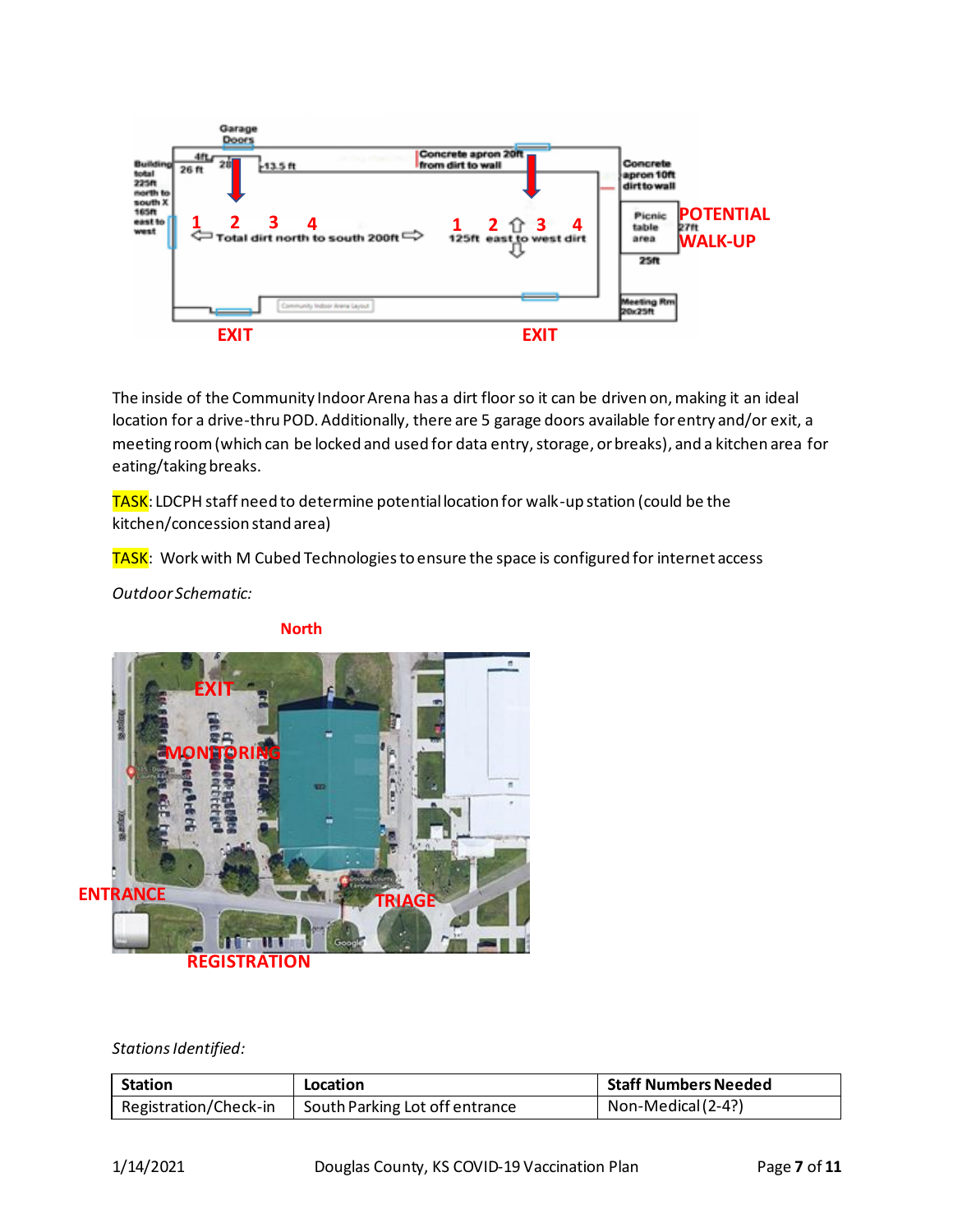The inside of the Community Indoor Arena has a dirt floor so it can be driven on, making it an ideal location for a drive-thru POD. Additionally, there are 5 garage doors available for entry and/or exit, a meeting room (which can be locked and used for data entry, storage, or breaks), and a kitchen area for eating/taking breaks.

TASK: LDCPH staff need to determine potential location for walk-up station (could be the kitchen/concession stand area)

TASK: Work with M Cubed Technologies to ensure the space is configured for internet access

*Outdoor Schematic:*

*Stations Identified:*

| Station | Location | Staff Numbers Needed |
|---|---|---|
| Registration/Check-in | South Parking Lot off entrance | Non-Medical (2-4?) |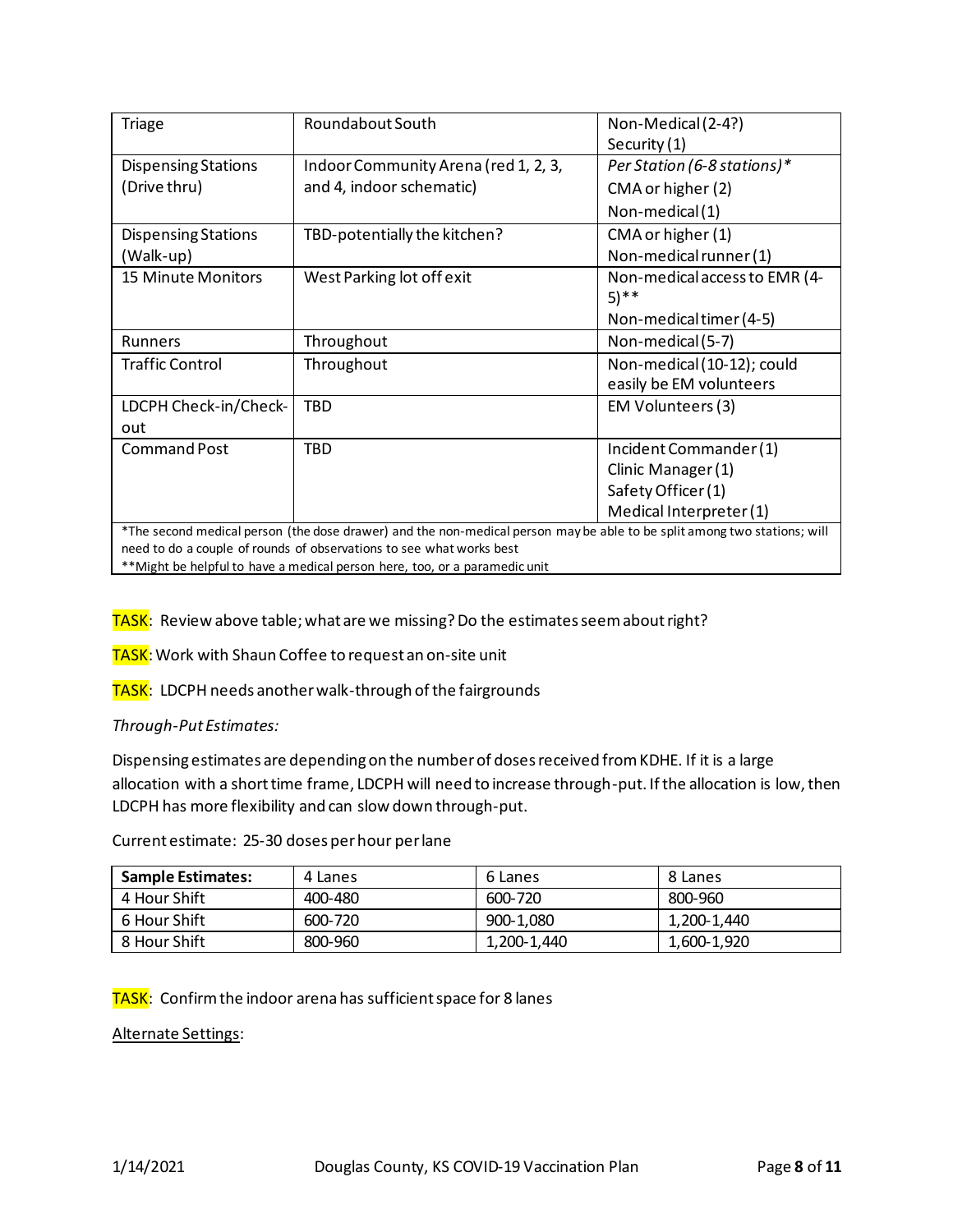| Triage | Roundabout South | Non-Medical (2-4?)<br>Security (1) |
|---|---|---|
| Dispensing Stations (Drive thru) | Indoor Community Arena (red 1, 2, 3, and 4, indoor schematic) | *Per Station (6-8 stations)**<br>CMA or higher (2)<br>Non-medical (1) |
| Dispensing Stations (Walk-up) | TBD-potentially the kitchen? | CMA or higher (1)<br>Non-medical runner (1) |
| 15 Minute Monitors | West Parking lot off exit | Non-medical access to EMR (4-5)**<br>Non-medical timer (4-5) |
| Runners | Throughout | Non-medical (5-7) |
| Traffic Control | Throughout | Non-medical (10-12); could easily be EM volunteers |
| LDCPH Check-in/Check-out | TBD | EM Volunteers (3) |
| Command Post | TBD | Incident Commander (1)<br>Clinic Manager (1)<br>Safety Officer (1)<br>Medical Interpreter (1) |

*The second medical person (the dose drawer) and the non-medical person may be able to be split among two stations; will need to do a couple of rounds of observations to see what works best
**Might be helpful to have a medical person here, too, or a paramedic unit

TASK: Review above table; what are we missing? Do the estimates seem about right?

TASK: Work with Shaun Coffee to request an on-site unit

TASK: LDCPH needs another walk-through of the fairgrounds

*Through-Put Estimates:*

Dispensing estimates are depending on the number of doses received from KDHE. If it is a large allocation with a short time frame, LDCPH will need to increase through-put. If the allocation is low, then LDCPH has more flexibility and can slow down through-put.

Current estimate: 25-30 doses per hour per lane

| **Sample Estimates:** | 4 Lanes | 6 Lanes | 8 Lanes |
|---|---|---|---|
| 4 Hour Shift | 400-480 | 600-720 | 800-960 |
| 6 Hour Shift | 600-720 | 900-1,080 | 1,200-1,440 |
| 8 Hour Shift | 800-960 | 1,200-1,440 | 1,600-1,920 |

TASK: Confirm the indoor arena has sufficient space for 8 lanes

Alternate Settings: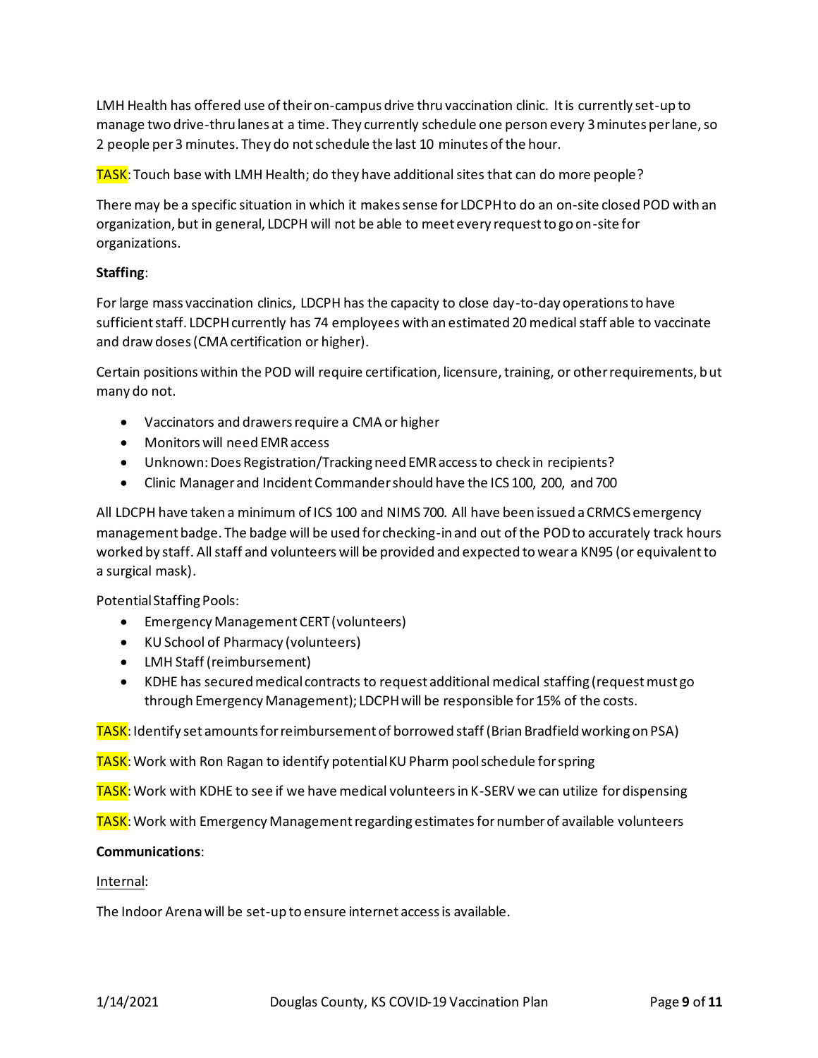LMH Health has offered use of their on-campus drive thru vaccination clinic. It is currently set-up to manage two drive-thru lanes at a time. They currently schedule one person every 3 minutes per lane, so 2 people per 3 minutes. They do not schedule the last 10 minutes of the hour.

TASK: Touch base with LMH Health; do they have additional sites that can do more people?

There may be a specific situation in which it makes sense for LDCPH to do an on-site closed POD with an organization, but in general, LDCPH will not be able to meet every request to go on-site for organizations.

**Staffing**:

For large mass vaccination clinics, LDCPH has the capacity to close day-to-day operations to have sufficient staff. LDCPH currently has 74 employees with an estimated 20 medical staff able to vaccinate and draw doses (CMA certification or higher).

Certain positions within the POD will require certification, licensure, training, or other requirements, but many do not.

- Vaccinators and drawers require a CMA or higher
- Monitors will need EMR access
- Unknown: Does Registration/Tracking need EMR access to check in recipients?
- Clinic Manager and Incident Commander should have the ICS 100, 200, and 700

All LDCPH have taken a minimum of ICS 100 and NIMS 700. All have been issued a CRMCS emergency management badge. The badge will be used for checking-in and out of the POD to accurately track hours worked by staff. All staff and volunteers will be provided and expected to wear a KN95 (or equivalent to a surgical mask).

Potential Staffing Pools:

- Emergency Management CERT (volunteers)
- KU School of Pharmacy (volunteers)
- LMH Staff (reimbursement)
- KDHE has secured medical contracts to request additional medical staffing (request must go through Emergency Management); LDCPH will be responsible for 15% of the costs.

TASK: Identify set amounts for reimbursement of borrowed staff (Brian Bradfield working on PSA)

TASK: Work with Ron Ragan to identify potential KU Pharm pool schedule for spring

TASK: Work with KDHE to see if we have medical volunteers in K-SERV we can utilize for dispensing

TASK: Work with Emergency Management regarding estimates for number of available volunteers

**Communications**:

Internal:

The Indoor Arena will be set-up to ensure internet access is available.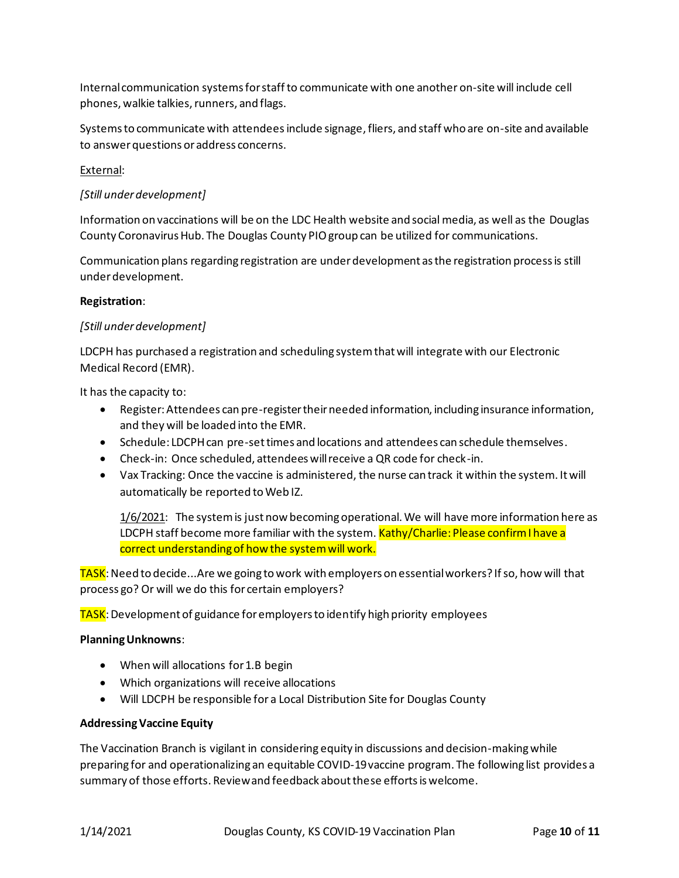Internal communication systems for staff to communicate with one another on-site will include cell phones, walkie talkies, runners, and flags.

Systems to communicate with attendees include signage, fliers, and staff who are on-site and available to answer questions or address concerns.

External:

*[Still under development]*

Information on vaccinations will be on the LDC Health website and social media, as well as the Douglas County Coronavirus Hub. The Douglas County PIO group can be utilized for communications.

Communication plans regarding registration are under development as the registration process is still under development.

**Registration**:

*[Still under development]*

LDCPH has purchased a registration and scheduling system that will integrate with our Electronic Medical Record (EMR).

It has the capacity to:

- Register: Attendees can pre-register their needed information, including insurance information, and they will be loaded into the EMR.
- Schedule: LDCPH can pre-set times and locations and attendees can schedule themselves.
- Check-in: Once scheduled, attendees will receive a QR code for check-in.
- Vax Tracking: Once the vaccine is administered, the nurse can track it within the system. It will automatically be reported to Web IZ.

  1/6/2021: The system is just now becoming operational. We will have more information here as LDCPH staff become more familiar with the system. Kathy/Charlie: Please confirm I have a correct understanding of how the system will work.

TASK: Need to decide...Are we going to work with employers on essential workers? If so, how will that process go? Or will we do this for certain employers?

TASK: Development of guidance for employers to identify high priority employees

**Planning Unknowns**:

- When will allocations for 1.B begin
- Which organizations will receive allocations
- Will LDCPH be responsible for a Local Distribution Site for Douglas County

**Addressing Vaccine Equity**

The Vaccination Branch is vigilant in considering equity in discussions and decision-making while preparing for and operationalizing an equitable COVID-19 vaccine program. The following list provides a summary of those efforts. Review and feedback about these efforts is welcome.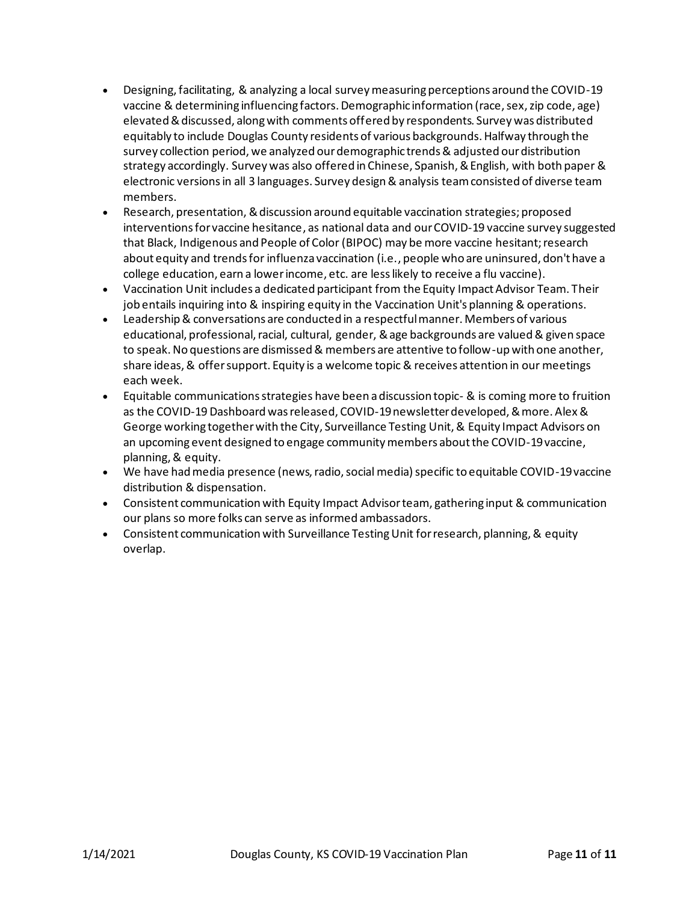- Designing, facilitating, & analyzing a local survey measuring perceptions around the COVID-19 vaccine & determining influencing factors. Demographic information (race, sex, zip code, age) elevated & discussed, along with comments offered by respondents. Survey was distributed equitably to include Douglas County residents of various backgrounds. Halfway through the survey collection period, we analyzed our demographic trends & adjusted our distribution strategy accordingly. Survey was also offered in Chinese, Spanish, & English, with both paper & electronic versions in all 3 languages. Survey design & analysis team consisted of diverse team members.
- Research, presentation, & discussion around equitable vaccination strategies; proposed interventions for vaccine hesitance, as national data and our COVID-19 vaccine survey suggested that Black, Indigenous and People of Color (BIPOC) may be more vaccine hesitant; research about equity and trends for influenza vaccination (i.e., people who are uninsured, don't have a college education, earn a lower income, etc. are less likely to receive a flu vaccine).
- Vaccination Unit includes a dedicated participant from the Equity Impact Advisor Team. Their job entails inquiring into & inspiring equity in the Vaccination Unit's planning & operations.
- Leadership & conversations are conducted in a respectful manner. Members of various educational, professional, racial, cultural, gender, & age backgrounds are valued & given space to speak. No questions are dismissed & members are attentive to follow-up with one another, share ideas, & offer support. Equity is a welcome topic & receives attention in our meetings each week.
- Equitable communications strategies have been a discussion topic- & is coming more to fruition as the COVID-19 Dashboard was released, COVID-19 newsletter developed, & more. Alex & George working together with the City, Surveillance Testing Unit, & Equity Impact Advisors on an upcoming event designed to engage community members about the COVID-19 vaccine, planning, & equity.
- We have had media presence (news, radio, social media) specific to equitable COVID-19 vaccine distribution & dispensation.
- Consistent communication with Equity Impact Advisor team, gathering input & communication our plans so more folks can serve as informed ambassadors.
- Consistent communication with Surveillance Testing Unit for research, planning, & equity overlap.